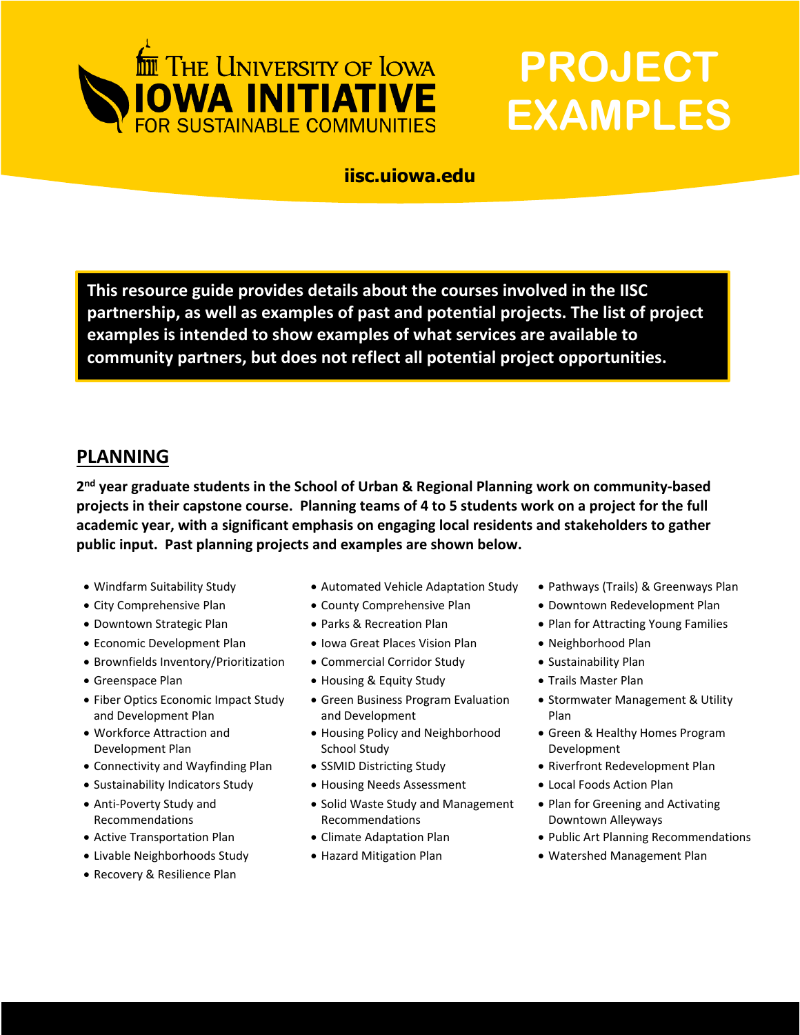The University of Iowa
# IOWA INITIATIVE FOR SUSTAINABLE COMMUNITIES

# PROJECT EXAMPLES

**iisc.uiowa.edu**

**This resource guide provides details about the courses involved in the IISC partnership, as well as examples of past and potential projects. The list of project examples is intended to show examples of what services are available to community partners, but does not reflect all potential project opportunities.**

## PLANNING

**2nd year graduate students in the School of Urban & Regional Planning work on community-based projects in their capstone course. Planning teams of 4 to 5 students work on a project for the full academic year, with a significant emphasis on engaging local residents and stakeholders to gather public input. Past planning projects and examples are shown below.**

- Windfarm Suitability Study
- City Comprehensive Plan
- Downtown Strategic Plan
- Economic Development Plan
- Brownfields Inventory/Prioritization
- Greenspace Plan
- Fiber Optics Economic Impact Study and Development Plan
- Workforce Attraction and Development Plan
- Connectivity and Wayfinding Plan
- Sustainability Indicators Study
- Anti-Poverty Study and Recommendations
- Active Transportation Plan
- Livable Neighborhoods Study
- Recovery & Resilience Plan
- Automated Vehicle Adaptation Study
- County Comprehensive Plan
- Parks & Recreation Plan
- Iowa Great Places Vision Plan
- Commercial Corridor Study
- Housing & Equity Study
- Green Business Program Evaluation and Development
- Housing Policy and Neighborhood School Study
- SSMID Districting Study
- Housing Needs Assessment
- Solid Waste Study and Management Recommendations
- Climate Adaptation Plan
- Hazard Mitigation Plan
- Pathways (Trails) & Greenways Plan
- Downtown Redevelopment Plan
- Plan for Attracting Young Families
- Neighborhood Plan
- Sustainability Plan
- Trails Master Plan
- Stormwater Management & Utility Plan
- Green & Healthy Homes Program Development
- Riverfront Redevelopment Plan
- Local Foods Action Plan
- Plan for Greening and Activating Downtown Alleyways
- Public Art Planning Recommendations
- Watershed Management Plan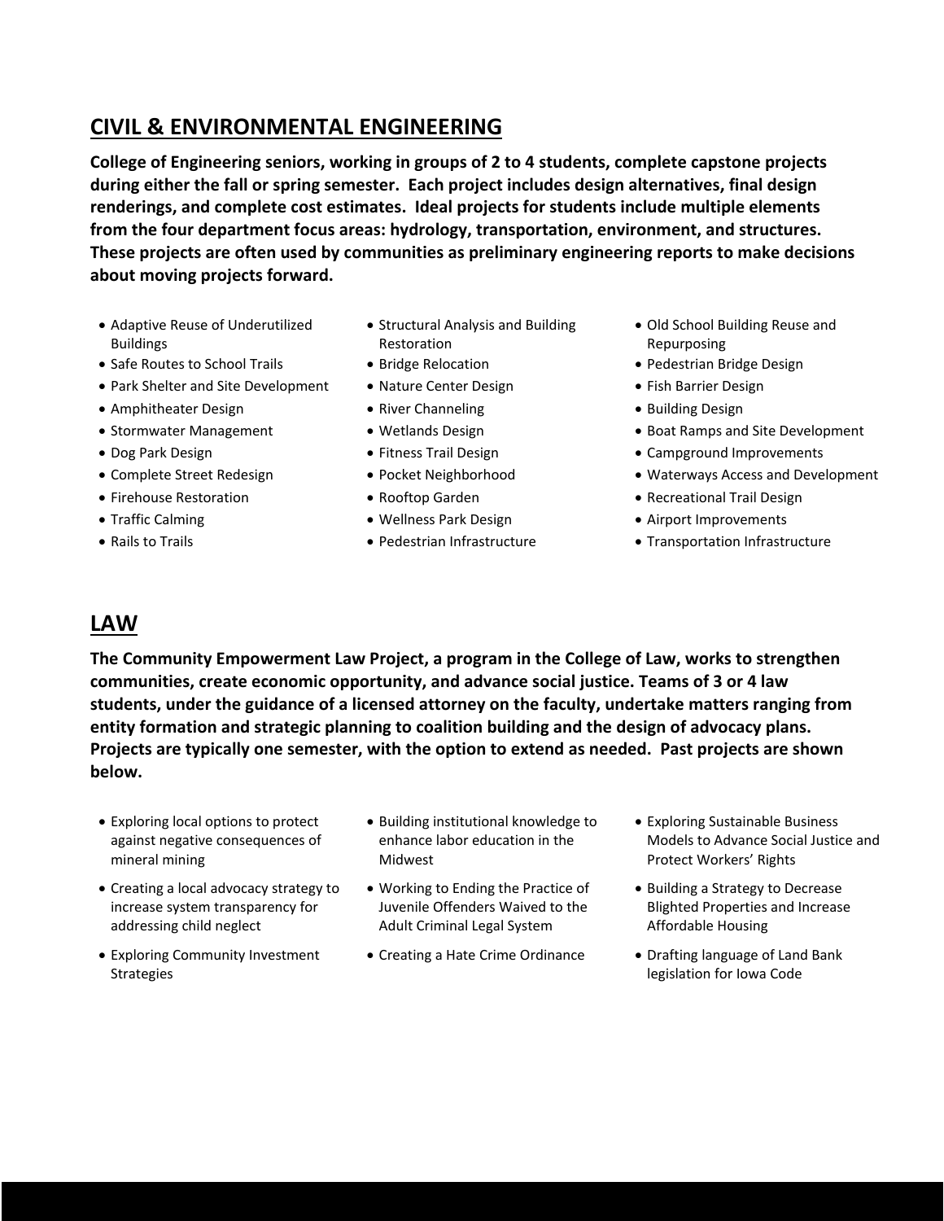## CIVIL & ENVIRONMENTAL ENGINEERING

**College of Engineering seniors, working in groups of 2 to 4 students, complete capstone projects during either the fall or spring semester. Each project includes design alternatives, final design renderings, and complete cost estimates. Ideal projects for students include multiple elements from the four department focus areas: hydrology, transportation, environment, and structures. These projects are often used by communities as preliminary engineering reports to make decisions about moving projects forward.**

- Adaptive Reuse of Underutilized Buildings
- Safe Routes to School Trails
- Park Shelter and Site Development
- Amphitheater Design
- Stormwater Management
- Dog Park Design
- Complete Street Redesign
- Firehouse Restoration
- Traffic Calming
- Rails to Trails
- Structural Analysis and Building Restoration
- Bridge Relocation
- Nature Center Design
- River Channeling
- Wetlands Design
- Fitness Trail Design
- Pocket Neighborhood
- Rooftop Garden
- Wellness Park Design
- Pedestrian Infrastructure
- Old School Building Reuse and Repurposing
- Pedestrian Bridge Design
- Fish Barrier Design
- Building Design
- Boat Ramps and Site Development
- Campground Improvements
- Waterways Access and Development
- Recreational Trail Design
- Airport Improvements
- Transportation Infrastructure

## LAW

**The Community Empowerment Law Project, a program in the College of Law, works to strengthen communities, create economic opportunity, and advance social justice. Teams of 3 or 4 law students, under the guidance of a licensed attorney on the faculty, undertake matters ranging from entity formation and strategic planning to coalition building and the design of advocacy plans. Projects are typically one semester, with the option to extend as needed. Past projects are shown below.**

- Exploring local options to protect against negative consequences of mineral mining
- Creating a local advocacy strategy to increase system transparency for addressing child neglect
- Exploring Community Investment Strategies
- Building institutional knowledge to enhance labor education in the Midwest
- Working to Ending the Practice of Juvenile Offenders Waived to the Adult Criminal Legal System
- Creating a Hate Crime Ordinance
- Exploring Sustainable Business Models to Advance Social Justice and Protect Workers' Rights
- Building a Strategy to Decrease Blighted Properties and Increase Affordable Housing
- Drafting language of Land Bank legislation for Iowa Code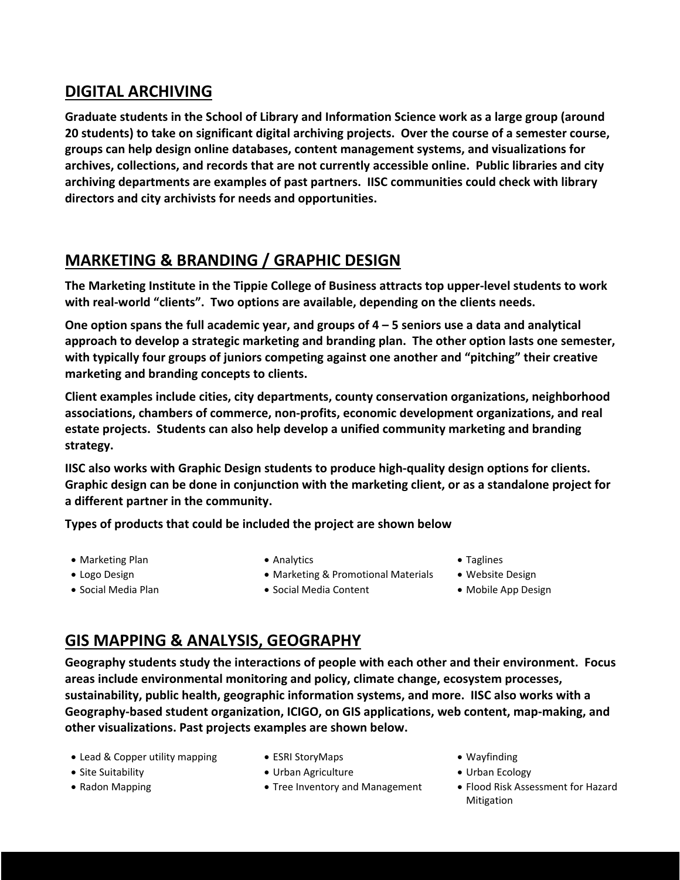## DIGITAL ARCHIVING

**Graduate students in the School of Library and Information Science work as a large group (around 20 students) to take on significant digital archiving projects. Over the course of a semester course, groups can help design online databases, content management systems, and visualizations for archives, collections, and records that are not currently accessible online. Public libraries and city archiving departments are examples of past partners. IISC communities could check with library directors and city archivists for needs and opportunities.**

## MARKETING & BRANDING / GRAPHIC DESIGN

**The Marketing Institute in the Tippie College of Business attracts top upper-level students to work with real-world "clients". Two options are available, depending on the clients needs.**

**One option spans the full academic year, and groups of 4 – 5 seniors use a data and analytical approach to develop a strategic marketing and branding plan. The other option lasts one semester, with typically four groups of juniors competing against one another and "pitching" their creative marketing and branding concepts to clients.**

**Client examples include cities, city departments, county conservation organizations, neighborhood associations, chambers of commerce, non-profits, economic development organizations, and real estate projects. Students can also help develop a unified community marketing and branding strategy.**

**IISC also works with Graphic Design students to produce high-quality design options for clients. Graphic design can be done in conjunction with the marketing client, or as a standalone project for a different partner in the community.**

**Types of products that could be included the project are shown below**

- Marketing Plan
- Logo Design
- Social Media Plan
- Analytics
- Marketing & Promotional Materials
- Social Media Content
- Taglines
- Website Design
- Mobile App Design

## GIS MAPPING & ANALYSIS, GEOGRAPHY

**Geography students study the interactions of people with each other and their environment. Focus areas include environmental monitoring and policy, climate change, ecosystem processes, sustainability, public health, geographic information systems, and more. IISC also works with a Geography-based student organization, ICIGO, on GIS applications, web content, map-making, and other visualizations. Past projects examples are shown below.**

- Lead & Copper utility mapping
- Site Suitability
- Radon Mapping
- ESRI StoryMaps
- Urban Agriculture
- Tree Inventory and Management
- Wayfinding
- Urban Ecology
- Flood Risk Assessment for Hazard Mitigation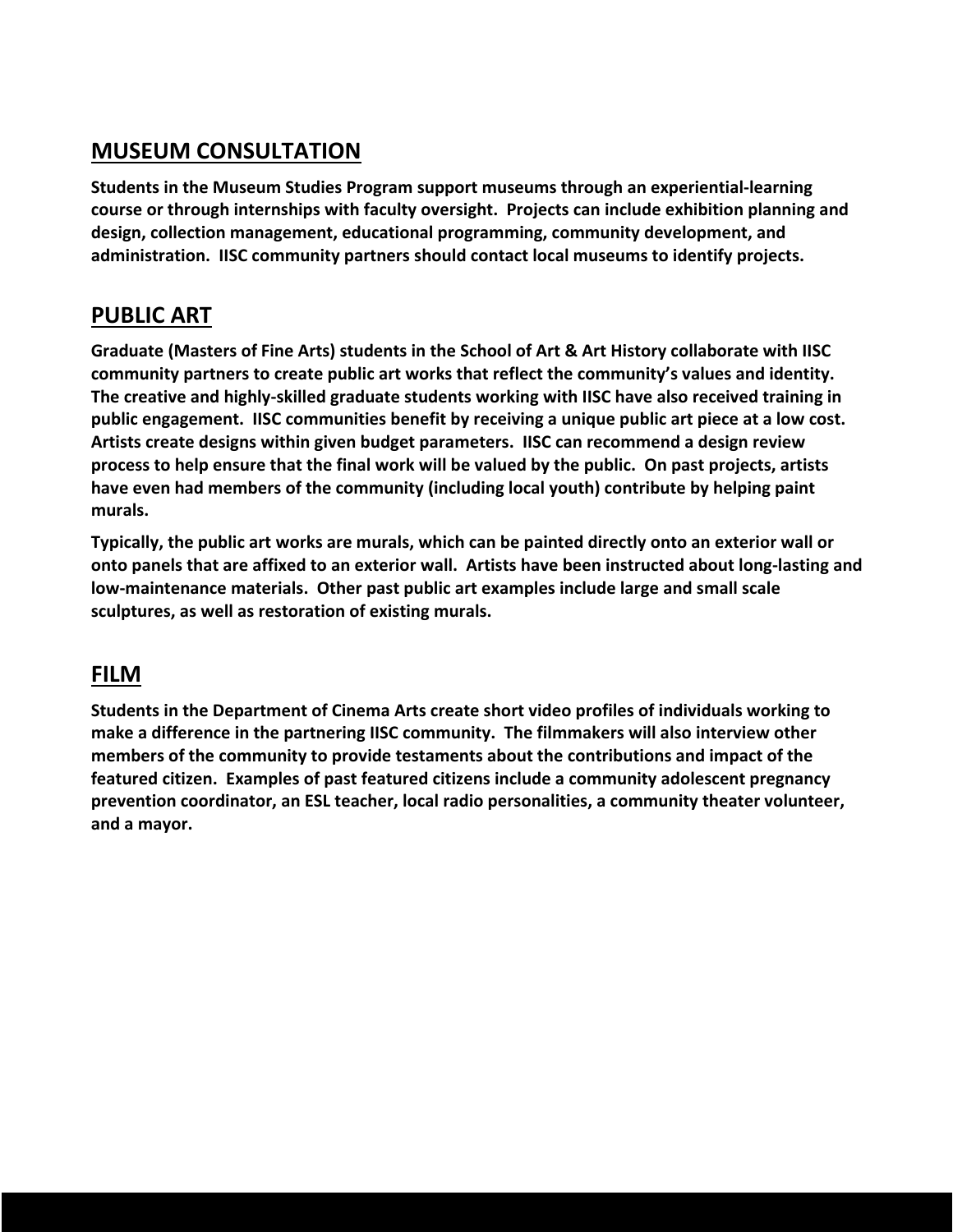## MUSEUM CONSULTATION

**Students in the Museum Studies Program support museums through an experiential-learning course or through internships with faculty oversight. Projects can include exhibition planning and design, collection management, educational programming, community development, and administration. IISC community partners should contact local museums to identify projects.**

## PUBLIC ART

**Graduate (Masters of Fine Arts) students in the School of Art & Art History collaborate with IISC community partners to create public art works that reflect the community's values and identity. The creative and highly-skilled graduate students working with IISC have also received training in public engagement. IISC communities benefit by receiving a unique public art piece at a low cost. Artists create designs within given budget parameters. IISC can recommend a design review process to help ensure that the final work will be valued by the public. On past projects, artists have even had members of the community (including local youth) contribute by helping paint murals.**

**Typically, the public art works are murals, which can be painted directly onto an exterior wall or onto panels that are affixed to an exterior wall. Artists have been instructed about long-lasting and low-maintenance materials. Other past public art examples include large and small scale sculptures, as well as restoration of existing murals.**

## FILM

**Students in the Department of Cinema Arts create short video profiles of individuals working to make a difference in the partnering IISC community. The filmmakers will also interview other members of the community to provide testaments about the contributions and impact of the featured citizen. Examples of past featured citizens include a community adolescent pregnancy prevention coordinator, an ESL teacher, local radio personalities, a community theater volunteer, and a mayor.**